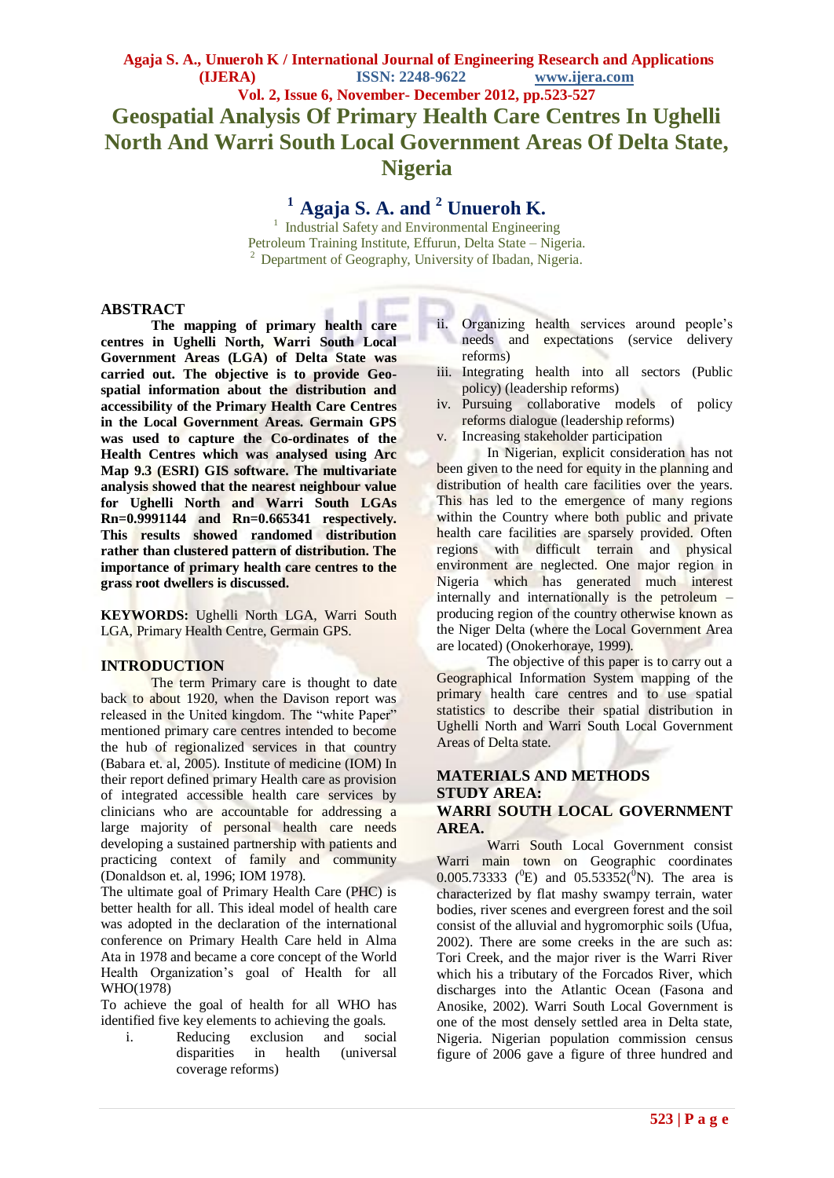# Geospatial Analysis Of Primary Health Care Centres In Ughelli North And Warri South Local Government Areas Of Delta State, Nigeria

**[1] Agaja S. A. and [2] Unueroh K.**

[1] Industrial Safety and Environmental Engineering
Petroleum Training Institute, Effurun, Delta State – Nigeria.
[2] Department of Geography, University of Ibadan, Nigeria.

## ABSTRACT

**The mapping of primary health care centres in Ughelli North, Warri South Local Government Areas (LGA) of Delta State was carried out. The objective is to provide Geo-spatial information about the distribution and accessibility of the Primary Health Care Centres in the Local Government Areas. Germain GPS was used to capture the Co-ordinates of the Health Centres which was analysed using Arc Map 9.3 (ESRI) GIS software. The multivariate analysis showed that the nearest neighbour value for Ughelli North and Warri South LGAs Rn=0.9991144 and Rn=0.665341 respectively. This results showed randomed distribution rather than clustered pattern of distribution. The importance of primary health care centres to the grass root dwellers is discussed.**

**KEYWORDS:** Ughelli North LGA, Warri South LGA, Primary Health Centre, Germain GPS.

## INTRODUCTION

The term Primary care is thought to date back to about 1920, when the Davison report was released in the United kingdom. The "white Paper" mentioned primary care centres intended to become the hub of regionalized services in that country (Babara et. al, 2005). Institute of medicine (IOM) In their report defined primary Health care as provision of integrated accessible health care services by clinicians who are accountable for addressing a large majority of personal health care needs developing a sustained partnership with patients and practicing context of family and community (Donaldson et. al, 1996; IOM 1978).

The ultimate goal of Primary Health Care (PHC) is better health for all. This ideal model of health care was adopted in the declaration of the international conference on Primary Health Care held in Alma Ata in 1978 and became a core concept of the World Health Organization's goal of Health for all WHO(1978)

To achieve the goal of health for all WHO has identified five key elements to achieving the goals.

i. Reducing exclusion and social disparities in health (universal coverage reforms)
ii. Organizing health services around people's needs and expectations (service delivery reforms)
iii. Integrating health into all sectors (Public policy) (leadership reforms)
iv. Pursuing collaborative models of policy reforms dialogue (leadership reforms)
v. Increasing stakeholder participation

In Nigerian, explicit consideration has not been given to the need for equity in the planning and distribution of health care facilities over the years. This has led to the emergence of many regions within the Country where both public and private health care facilities are sparsely provided. Often regions with difficult terrain and physical environment are neglected. One major region in Nigeria which has generated much interest internally and internationally is the petroleum – producing region of the country otherwise known as the Niger Delta (where the Local Government Area are located) (Onokerhoraye, 1999).

The objective of this paper is to carry out a Geographical Information System mapping of the primary health care centres and to use spatial statistics to describe their spatial distribution in Ughelli North and Warri South Local Government Areas of Delta state.

## MATERIALS AND METHODS

### STUDY AREA:

### WARRI SOUTH LOCAL GOVERNMENT AREA.

Warri South Local Government consist Warri main town on Geographic coordinates 0.005.73333 ($^0$E) and 05.53352($^0$N). The area is characterized by flat mashy swampy terrain, water bodies, river scenes and evergreen forest and the soil consist of the alluvial and hygromorphic soils (Ufua, 2002). There are some creeks in the are such as: Tori Creek, and the major river is the Warri River which his a tributary of the Forcados River, which discharges into the Atlantic Ocean (Fasona and Anosike, 2002). Warri South Local Government is one of the most densely settled area in Delta state, Nigeria. Nigerian population commission census figure of 2006 gave a figure of three hundred and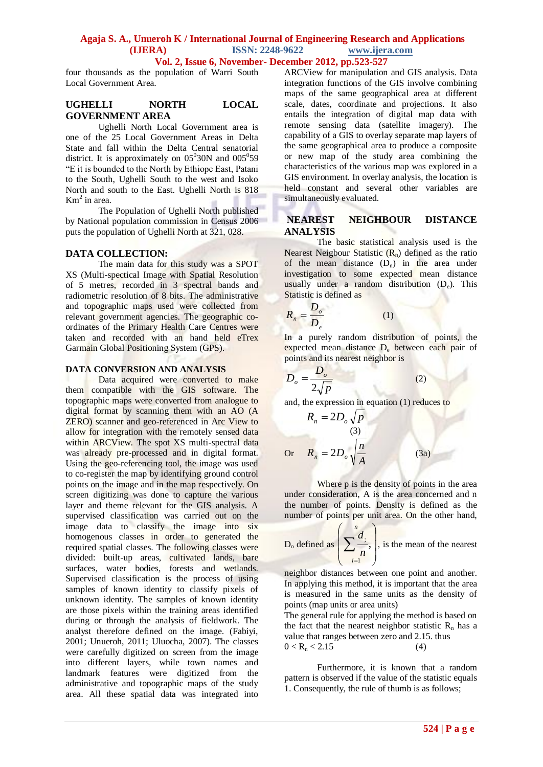four thousands as the population of Warri South Local Government Area.

## UGHELLI NORTH LOCAL GOVERNMENT AREA

Ughelli North Local Government area is one of the 25 Local Government Areas in Delta State and fall within the Delta Central senatorial district. It is approximately on $05^0$30N and $005^0$59 "E it is bounded to the North by Ethiope East, Patani to the South, Ughelli South to the west and Isoko North and south to the East. Ughelli North is 818 $Km^2$ in area.

The Population of Ughelli North published by National population commission in Census 2006 puts the population of Ughelli North at 321, 028.

## DATA COLLECTION:

The main data for this study was a SPOT XS (Multi-spectical Image with Spatial Resolution of 5 metres, recorded in 3 spectral bands and radiometric resolution of 8 bits. The administrative and topographic maps used were collected from relevant government agencies. The geographic co-ordinates of the Primary Health Care Centres were taken and recorded with an hand held eTrex Garmain Global Positioning System (GPS).

## DATA CONVERSION AND ANALYSIS

Data acquired were converted to make them compatible with the GIS software. The topographic maps were converted from analogue to digital format by scanning them with an AO (A ZERO) scanner and geo-referenced in Arc View to allow for integration with the remotely sensed data within ARCView. The spot XS multi-spectral data was already pre-processed and in digital format. Using the geo-referencing tool, the image was used to co-register the map by identifying ground control points on the image and in the map respectively. On screen digitizing was done to capture the various layer and theme relevant for the GIS analysis. A supervised classification was carried out on the image data to classify the image into six homogenous classes in order to generated the required spatial classes. The following classes were divided: built-up areas, cultivated lands, bare surfaces, water bodies, forests and wetlands. Supervised classification is the process of using samples of known identity to classify pixels of unknown identity. The samples of known identity are those pixels within the training areas identified during or through the analysis of fieldwork. The analyst therefore defined on the image. (Fabiyi, 2001; Unueroh, 2011; Uluocha, 2007). The classes were carefully digitized on screen from the image into different layers, while town names and landmark features were digitized from the administrative and topographic maps of the study area. All these spatial data was integrated into ARCView for manipulation and GIS analysis. Data integration functions of the GIS involve combining maps of the same geographical area at different scale, dates, coordinate and projections. It also entails the integration of digital map data with remote sensing data (satellite imagery). The capability of a GIS to overlay separate map layers of the same geographical area to produce a composite or new map of the study area combining the characteristics of the various map was explored in a GIS environment. In overlay analysis, the location is held constant and several other variables are simultaneously evaluated.

## NEAREST NEIGHBOUR DISTANCE ANALYSIS

The basic statistical analysis used is the Nearest Neigbour Statistic ($R_n$) defined as the ratio of the mean distance ($D_n$) in the area under investigation to some expected mean distance usually under a random distribution ($D_e$). This Statistic is defined as

$$R_n = \frac{D_o}{D_e} \qquad (1)$$

In a purely random distribution of points, the expected mean distance $D_e$ between each pair of points and its nearest neighbor is

$$D_o = \frac{D_o}{2\sqrt{p}} \qquad (2)$$

and, the expression in equation (1) reduces to

$$R_n = 2D_o\sqrt{p} \qquad (3)$$

$$\text{Or} \quad R_n = 2D_o\sqrt{\frac{n}{A}} \qquad (3a)$$

Where p is the density of points in the area under consideration, A is the area concerned and n the number of points. Density is defined as the number of points per unit area. On the other hand, $D_o$ defined as $\left(\sum_{i=1}^{n}\frac{d_i}{n},\right)$, is the mean of the nearest neighbor distances between one point and another. In applying this method, it is important that the area is measured in the same units as the density of points (map units or area units)

The general rule for applying the method is based on the fact that the nearest neighbor statistic $R_n$ has a value that ranges between zero and 2.15. thus

$$0 < R_n < 2.15 \qquad (4)$$

Furthermore, it is known that a random pattern is observed if the value of the statistic equals 1. Consequently, the rule of thumb is as follows;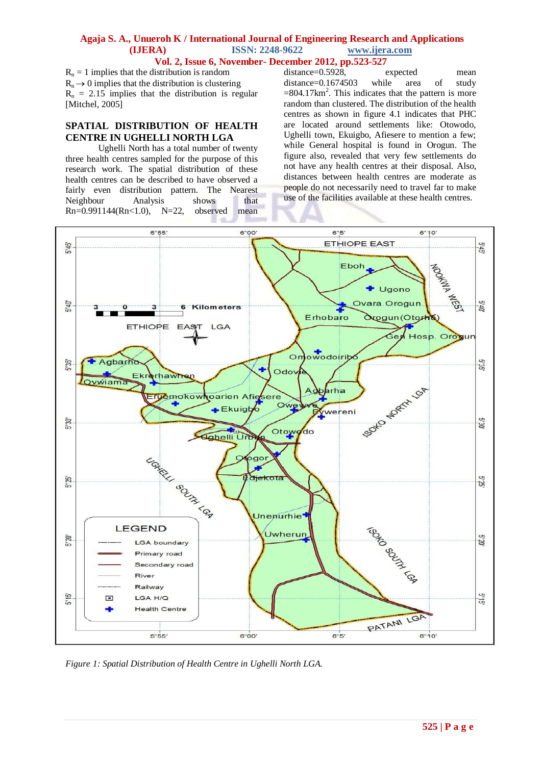$R_n = 1$ implies that the distribution is random

$R_n \rightarrow 0$ implies that the distribution is clustering

$R_n = 2.15$ implies that the distribution is regular [Mitchel, 2005]

## SPATIAL DISTRIBUTION OF HEALTH CENTRE IN UGHELLI NORTH LGA

Ughelli North has a total number of twenty three health centres sampled for the purpose of this research work. The spatial distribution of these health centres can be described to have observed a fairly even distribution pattern. The Nearest Neighbour Analysis shows that Rn=0.991144(Rn<1.0), N=22, observed mean distance=0.5928, expected mean distance=0.1674503 while area of study =804.17km$^2$. This indicates that the pattern is more random than clustered. The distribution of the health centres as shown in figure 4.1 indicates that PHC are located around settlements like: Otowodo, Ughelli town, Ekuigbo, Afiesere to mention a few; while General hospital is found in Orogun. The figure also, revealed that very few settlements do not have any health centres at their disposal. Also, distances between health centres are moderate as people do not necessarily need to travel far to make use of the facilities available at these health centres.

*Figure 1: Spatial Distribution of Health Centre in Ughelli North LGA.*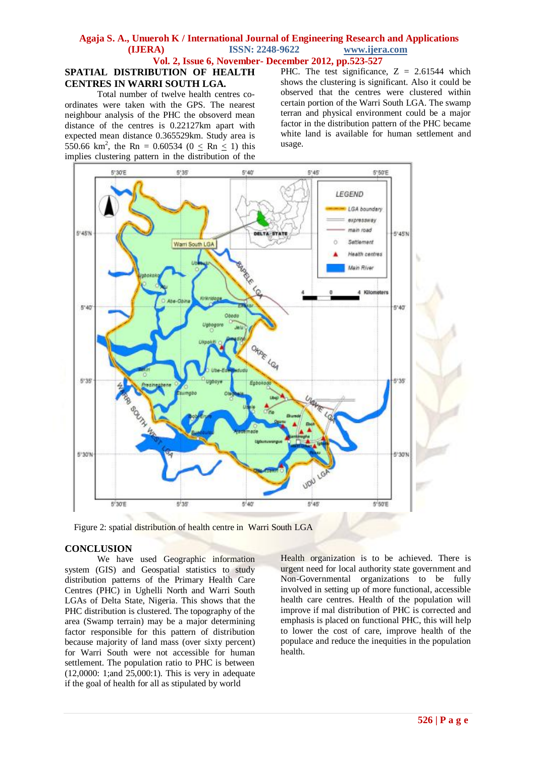## SPATIAL DISTRIBUTION OF HEALTH CENTRES IN WARRI SOUTH LGA.

Total number of twelve health centres co-ordinates were taken with the GPS. The nearest neighbour analysis of the PHC the obsvored mean distance of the centres is 0.22127km apart with expected mean distance 0.365529km. Study area is 550.66 km$^2$, the Rn = 0.60534 ($0 \leq Rn \leq 1$) this implies clustering pattern in the distribution of the PHC. The test significance, Z = 2.61544 which shows the clustering is significant. Also it could be observed that the centres were clustered within certain portion of the Warri South LGA. The swamp terran and physical environment could be a major factor in the distribution pattern of the PHC became white land is available for human settlement and usage.

Figure 2: spatial distribution of health centre in Warri South LGA

## CONCLUSION

We have used Geographic information system (GIS) and Geospatial statistics to study distribution patterns of the Primary Health Care Centres (PHC) in Ughelli North and Warri South LGAs of Delta State, Nigeria. This shows that the PHC distribution is clustered. The topography of the area (Swamp terrain) may be a major determining factor responsible for this pattern of distribution because majority of land mass (over sixty percent) for Warri South were not accessible for human settlement. The population ratio to PHC is between (12,0000: 1;and 25,000:1). This is very in adequate if the goal of health for all as stipulated by world Health organization is to be achieved. There is urgent need for local authority state government and Non-Governmental organizations to be fully involved in setting up of more functional, accessible health care centres. Health of the population will improve if mal distribution of PHC is corrected and emphasis is placed on functional PHC, this will help to lower the cost of care, improve health of the populace and reduce the inequities in the population health.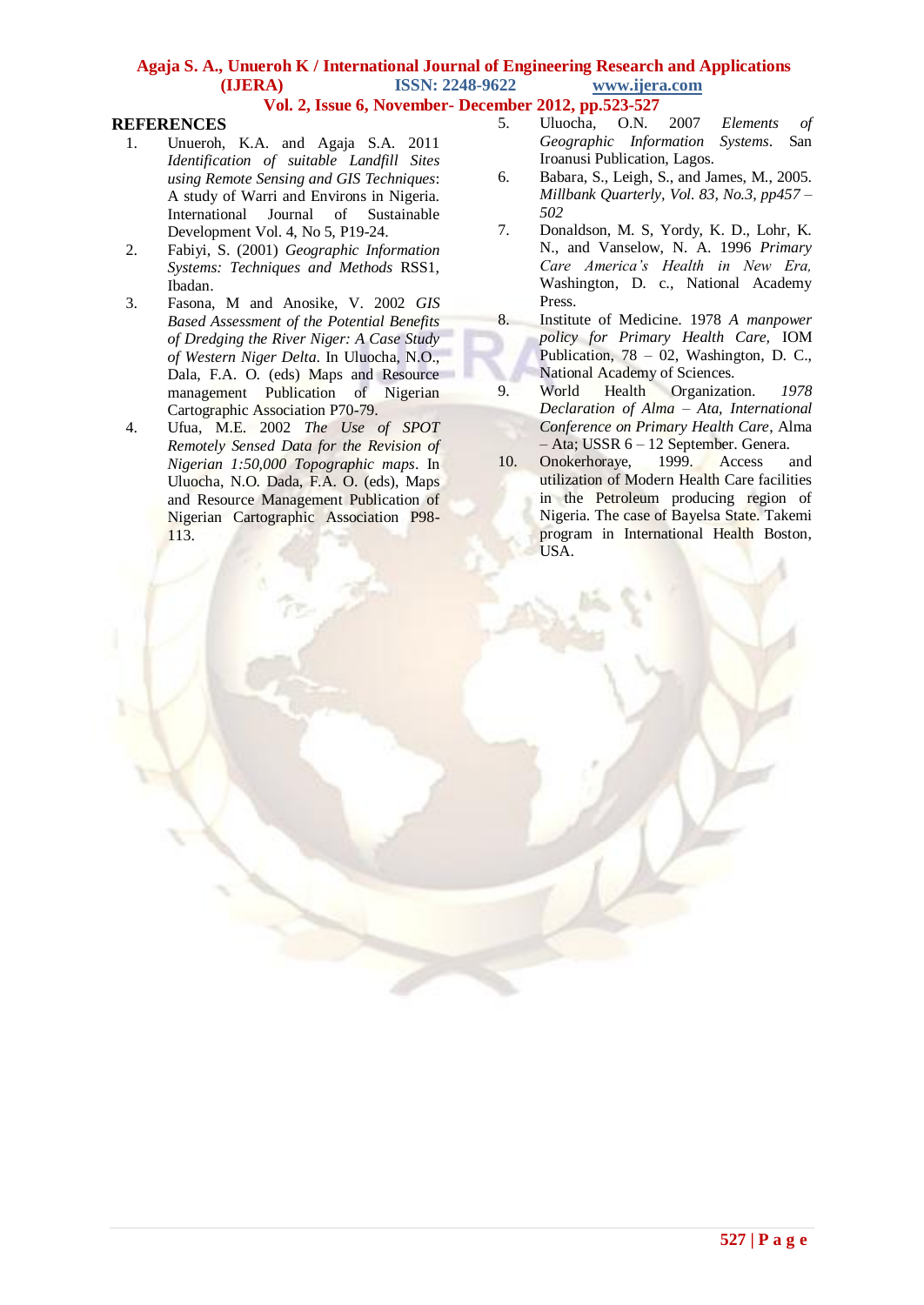## REFERENCES

1. Unueroh, K.A. and Agaja S.A. 2011 *Identification of suitable Landfill Sites using Remote Sensing and GIS Techniques*: A study of Warri and Environs in Nigeria. International Journal of Sustainable Development Vol. 4, No 5, P19-24.
2. Fabiyi, S. (2001) *Geographic Information Systems: Techniques and Methods* RSS1, Ibadan.
3. Fasona, M and Anosike, V. 2002 *GIS Based Assessment of the Potential Benefits of Dredging the River Niger: A Case Study of Western Niger Delta.* In Uluocha, N.O., Dala, F.A. O. (eds) Maps and Resource management Publication of Nigerian Cartographic Association P70-79.
4. Ufua, M.E. 2002 *The Use of SPOT Remotely Sensed Data for the Revision of Nigerian 1:50,000 Topographic maps*. In Uluocha, N.O. Dada, F.A. O. (eds), Maps and Resource Management Publication of Nigerian Cartographic Association P98-113.
5. Uluocha, O.N. 2007 *Elements of Geographic Information Systems*. San Iroanusi Publication, Lagos.
6. Babara, S., Leigh, S., and James, M., 2005. *Millbank Quarterly, Vol. 83, No.3, pp457 – 502*
7. Donaldson, M. S, Yordy, K. D., Lohr, K. N., and Vanselow, N. A. 1996 *Primary Care America's Health in New Era,* Washington, D. c., National Academy Press.
8. Institute of Medicine. 1978 *A manpower policy for Primary Health Care,* IOM Publication, 78 – 02, Washington, D. C., National Academy of Sciences.
9. World Health Organization. *1978 Declaration of Alma – Ata, International Conference on Primary Health Care*, Alma – Ata; USSR 6 – 12 September. Genera.
10. Onokerhoraye, 1999. Access and utilization of Modern Health Care facilities in the Petroleum producing region of Nigeria. The case of Bayelsa State. Takemi program in International Health Boston, USA.